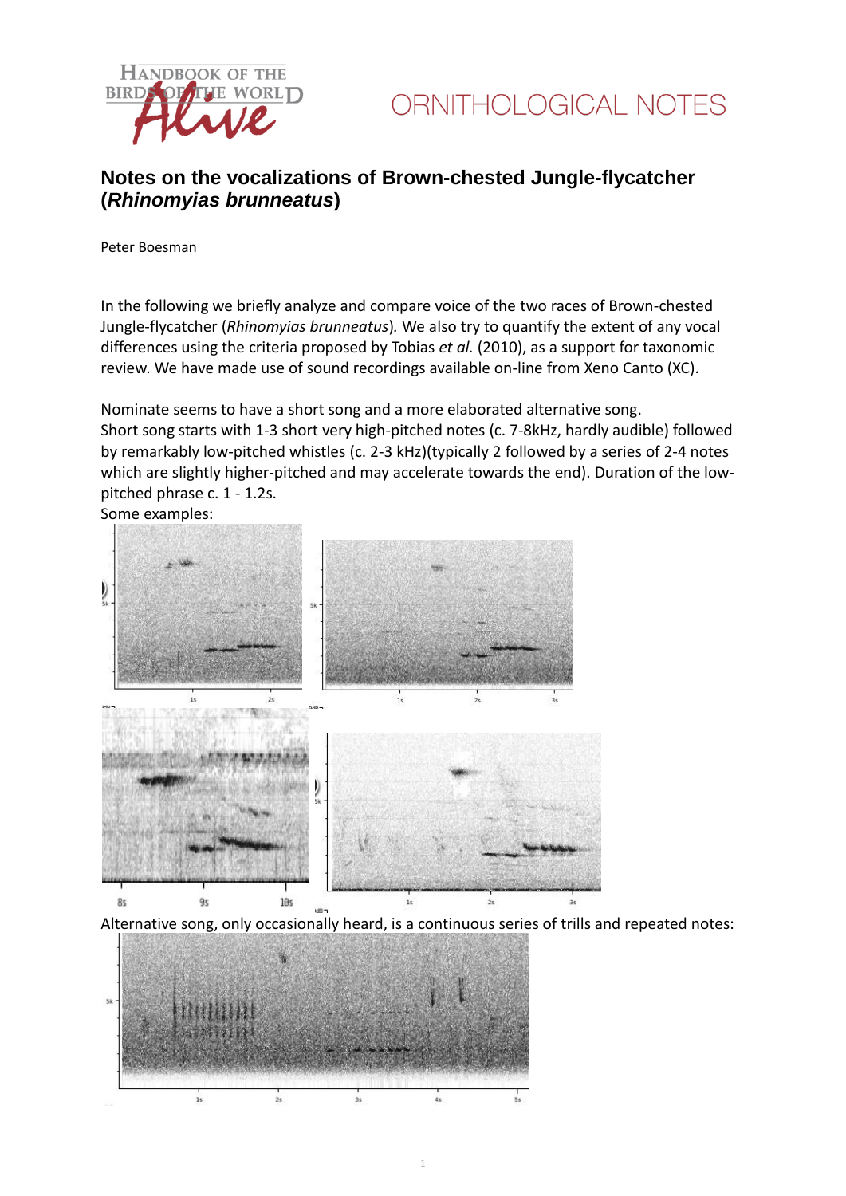ORNITHOLOGICAL NOTES

# Notes on the vocalizations of Brown-chested Jungle-flycatcher (*Rhinomyias brunneatus*)

Peter Boesman

In the following we briefly analyze and compare voice of the two races of Brown-chested Jungle-flycatcher (*Rhinomyias brunneatus*). We also try to quantify the extent of any vocal differences using the criteria proposed by Tobias *et al.* (2010), as a support for taxonomic review. We have made use of sound recordings available on-line from Xeno Canto (XC).

Nominate seems to have a short song and a more elaborated alternative song.
Short song starts with 1-3 short very high-pitched notes (c. 7-8kHz, hardly audible) followed by remarkably low-pitched whistles (c. 2-3 kHz)(typically 2 followed by a series of 2-4 notes which are slightly higher-pitched and may accelerate towards the end). Duration of the low-pitched phrase c. 1 - 1.2s.
Some examples:

Alternative song, only occasionally heard, is a continuous series of trills and repeated notes: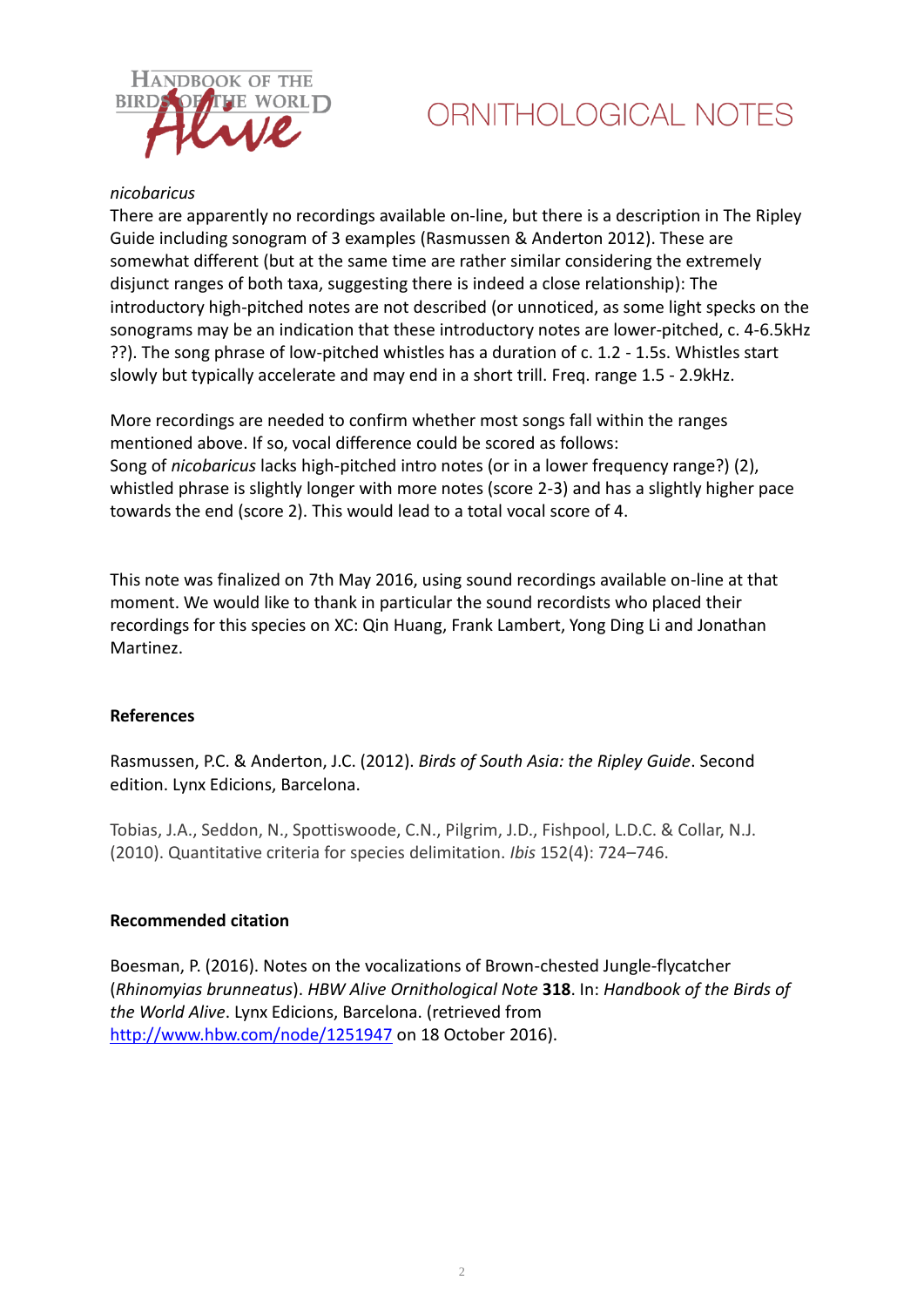*nicobaricus*

There are apparently no recordings available on-line, but there is a description in The Ripley Guide including sonogram of 3 examples (Rasmussen & Anderton 2012). These are somewhat different (but at the same time are rather similar considering the extremely disjunct ranges of both taxa, suggesting there is indeed a close relationship): The introductory high-pitched notes are not described (or unnoticed, as some light specks on the sonograms may be an indication that these introductory notes are lower-pitched, c. 4-6.5kHz ??). The song phrase of low-pitched whistles has a duration of c. 1.2 - 1.5s. Whistles start slowly but typically accelerate and may end in a short trill. Freq. range 1.5 - 2.9kHz.

More recordings are needed to confirm whether most songs fall within the ranges mentioned above. If so, vocal difference could be scored as follows:
Song of *nicobaricus* lacks high-pitched intro notes (or in a lower frequency range?) (2), whistled phrase is slightly longer with more notes (score 2-3) and has a slightly higher pace towards the end (score 2). This would lead to a total vocal score of 4.

This note was finalized on 7th May 2016, using sound recordings available on-line at that moment. We would like to thank in particular the sound recordists who placed their recordings for this species on XC: Qin Huang, Frank Lambert, Yong Ding Li and Jonathan Martinez.

**References**

Rasmussen, P.C. & Anderton, J.C. (2012). *Birds of South Asia: the Ripley Guide*. Second edition. Lynx Edicions, Barcelona.

Tobias, J.A., Seddon, N., Spottiswoode, C.N., Pilgrim, J.D., Fishpool, L.D.C. & Collar, N.J. (2010). Quantitative criteria for species delimitation. *Ibis* 152(4): 724–746.

**Recommended citation**

Boesman, P. (2016). Notes on the vocalizations of Brown-chested Jungle-flycatcher (*Rhinomyias brunneatus*). *HBW Alive Ornithological Note* **318**. In: *Handbook of the Birds of the World Alive*. Lynx Edicions, Barcelona. (retrieved from http://www.hbw.com/node/1251947 on 18 October 2016).